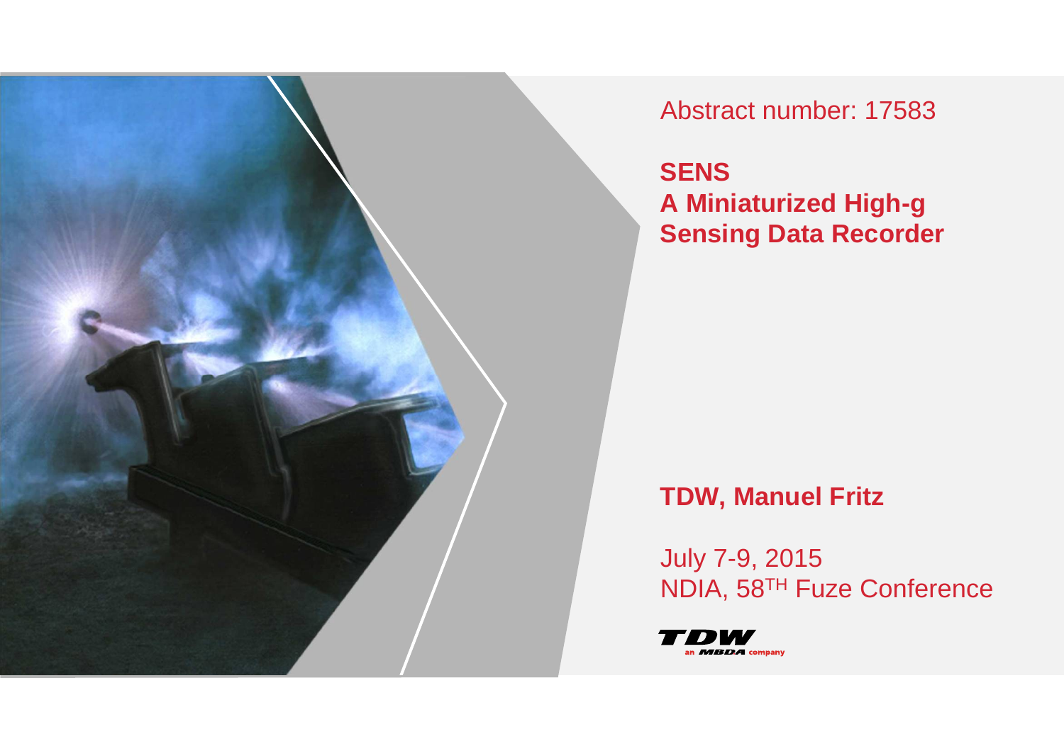Abstract number: 17583

# SENS
# A Miniaturized High-g Sensing Data Recorder

**TDW, Manuel Fritz**

July 7-9, 2015
NDIA, 58TH Fuze Conference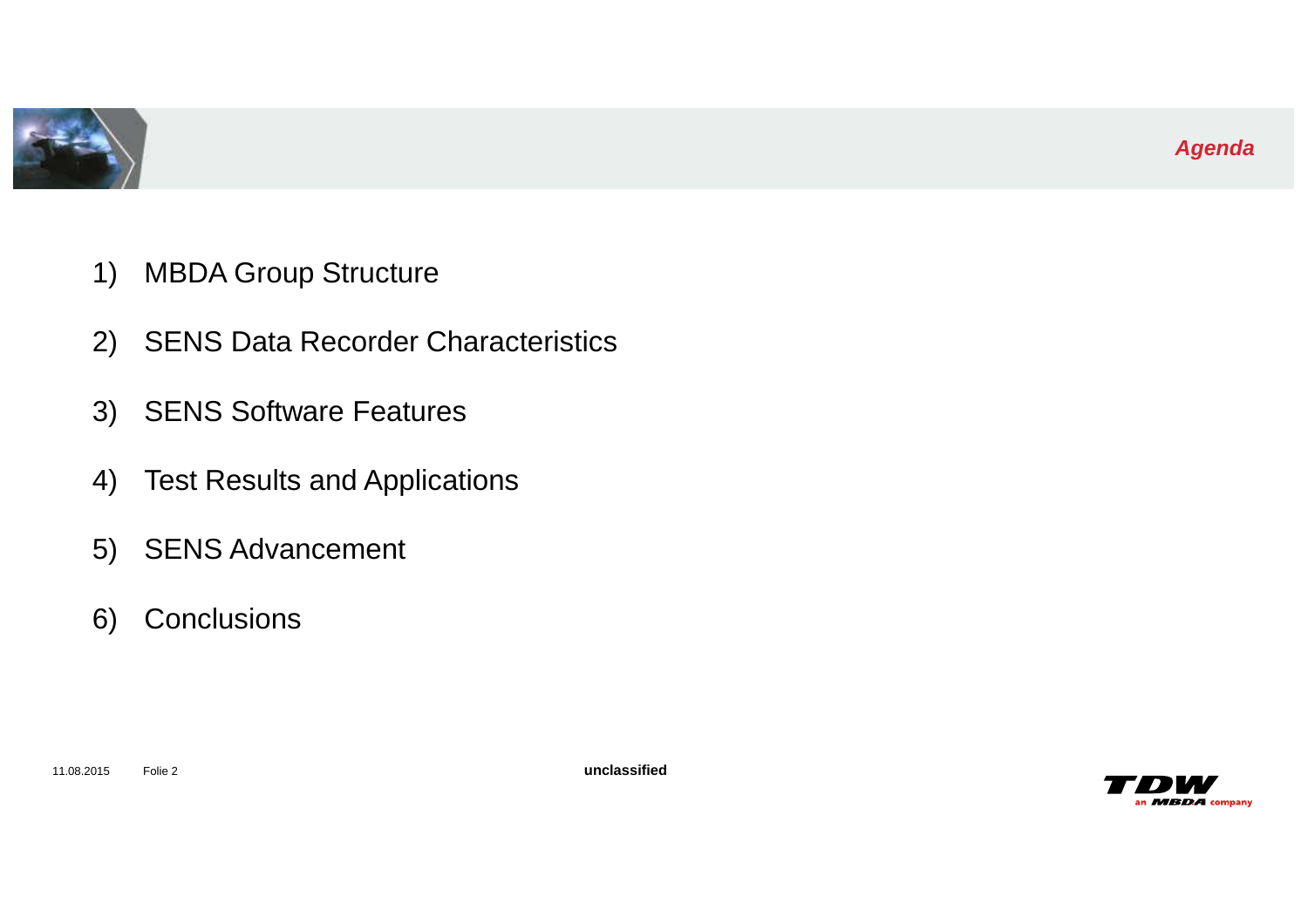# Agenda

1) MBDA Group Structure
2) SENS Data Recorder Characteristics
3) SENS Software Features
4) Test Results and Applications
5) SENS Advancement
6) Conclusions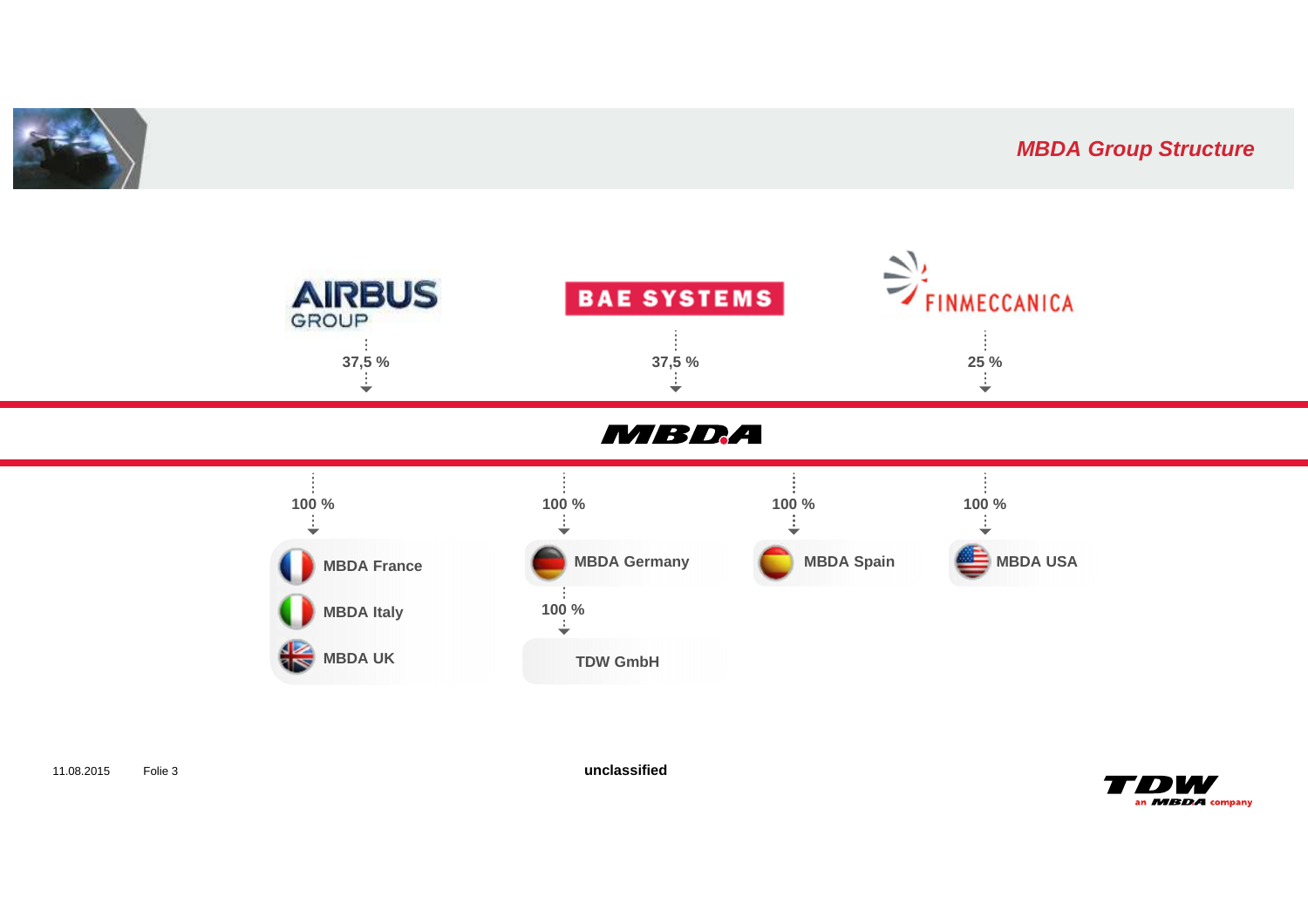## *MBDA Group Structure*

**AIRBUS GROUP** — **37,5 %**

**BAE SYSTEMS** — **37,5 %**

**FINMECCANICA** — **25 %**

# MBDA

- **100 %**
  - **MBDA France**
  - **MBDA Italy**
  - **MBDA UK**
- **100 %**
  - **MBDA Germany**
    - **100 %**
      - **TDW GmbH**
- **100 %**
  - **MBDA Spain**
- **100 %**
  - **MBDA USA**

11.08.2015 Folie 3

**unclassified**

**TDW** an **MBDA** company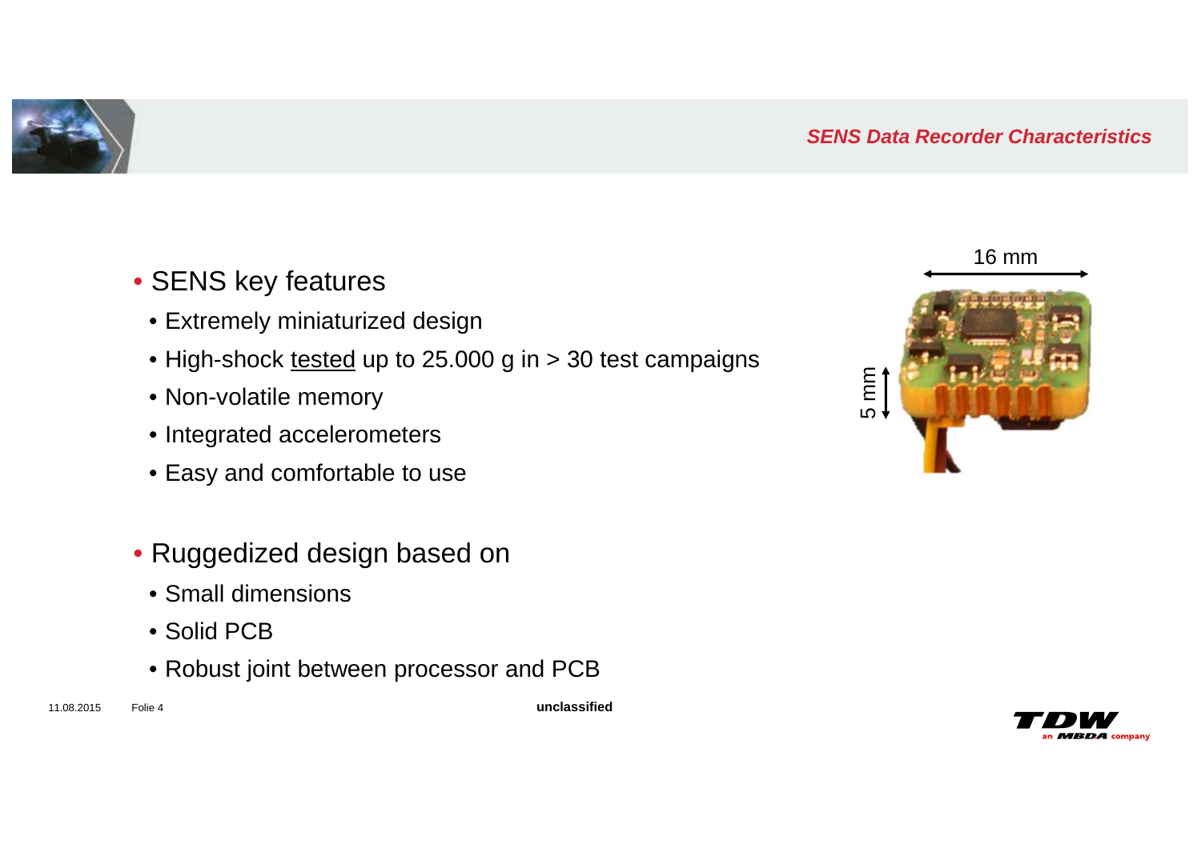## SENS Data Recorder Characteristics

- SENS key features
  - Extremely miniaturized design
  - High-shock tested up to 25.000 g in > 30 test campaigns
  - Non-volatile memory
  - Integrated accelerometers
  - Easy and comfortable to use

- Ruggedized design based on
  - Small dimensions
  - Solid PCB
  - Robust joint between processor and PCB

16 mm

5 mm

unclassified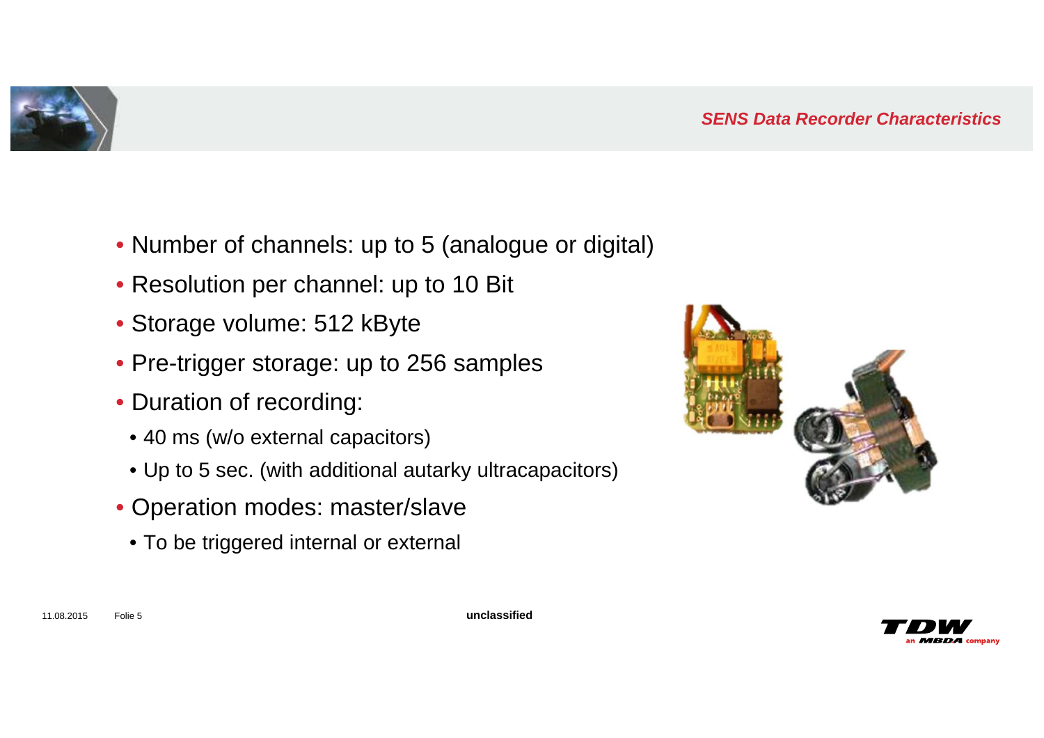## *SENS Data Recorder Characteristics*

- Number of channels: up to 5 (analogue or digital)
- Resolution per channel: up to 10 Bit
- Storage volume: 512 kByte
- Pre-trigger storage: up to 256 samples
- Duration of recording:
  - 40 ms (w/o external capacitors)
  - Up to 5 sec. (with additional autarky ultracapacitors)
- Operation modes: master/slave
  - To be triggered internal or external

**unclassified**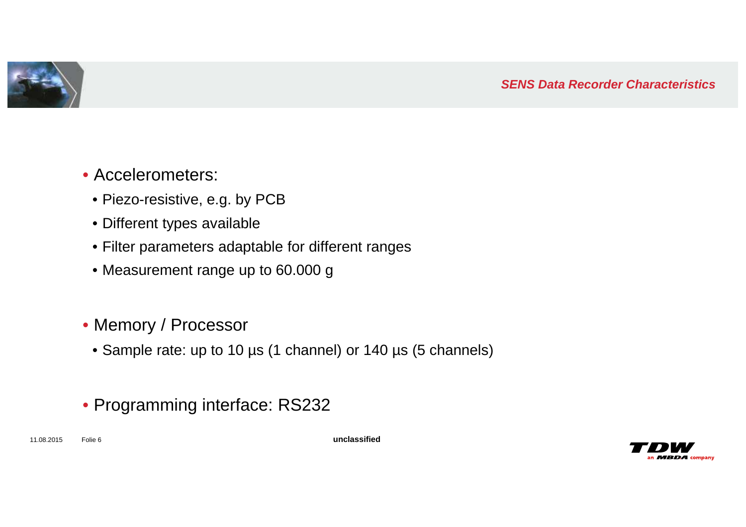## SENS Data Recorder Characteristics

- Accelerometers:
  - Piezo-resistive, e.g. by PCB
  - Different types available
  - Filter parameters adaptable for different ranges
  - Measurement range up to 60.000 g

- Memory / Processor
  - Sample rate: up to 10 µs (1 channel) or 140 µs (5 channels)

- Programming interface: RS232

unclassified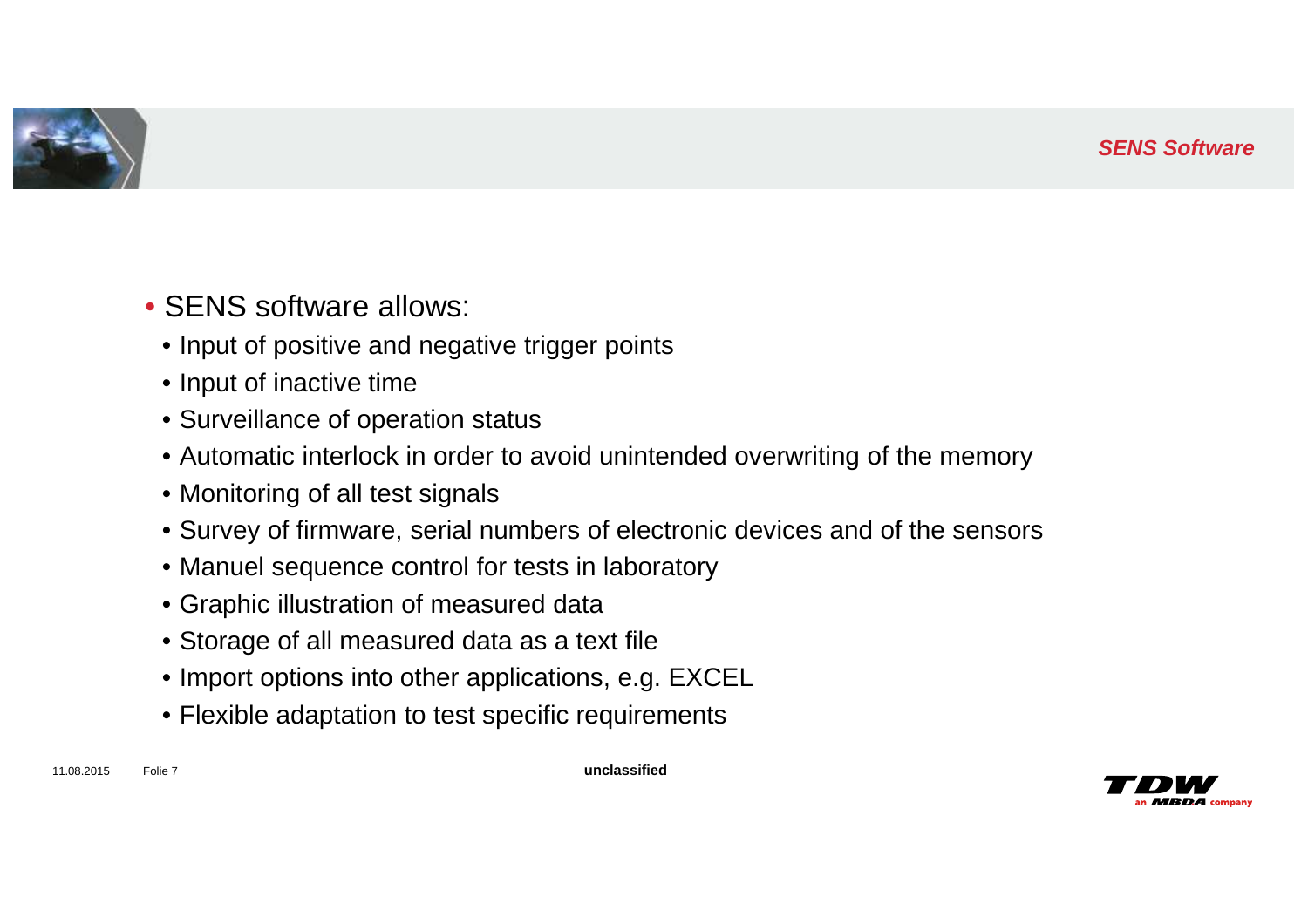## SENS Software

- SENS software allows:
  - Input of positive and negative trigger points
  - Input of inactive time
  - Surveillance of operation status
  - Automatic interlock in order to avoid unintended overwriting of the memory
  - Monitoring of all test signals
  - Survey of firmware, serial numbers of electronic devices and of the sensors
  - Manuel sequence control for tests in laboratory
  - Graphic illustration of measured data
  - Storage of all measured data as a text file
  - Import options into other applications, e.g. EXCEL
  - Flexible adaptation to test specific requirements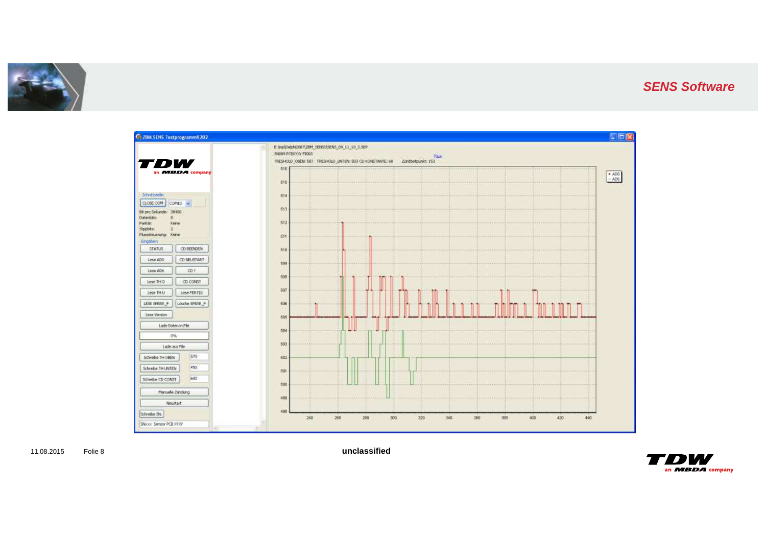## *SENS Software*

ZIIM SENS TestprogrammV202

TDW an MBDA company

Schnittstelle:

CLOSE COM | COM10

Bit pro Sekunde: 38400
Datenbits: 8
Parität: Keine
Stoppbits: 2
Flusssteuerung: Keine

Eingaben:

STATUS | CD BEENDEN
Lese AD0 | CD NEUSTART
Lese AD6 | CD ?
Lese TH O | CD CONST
Lese TH U | Lese FERTIG
LESE SPERR_F | Lösche SPERR_F
Lese Version

Lade Daten in File

0%

Lade aus File

Schreibe TH OBEN 570
Schreibe TH UNTEN 450
Schreibe CD CONST 600

Manuelle Zündung

Neustart

Schreibe SN.

SNxxx Sensor PCB XYXY

E:\wp\Delphi2007\ZIIM_SENS1\SENS_09_11_10_3.SEP

SN009 PCBXYXY F1003

TRESHOLD_OBEN: 507 TRESHOLD_UNTEN: 503 CD KONSTANTE: 60 Zündzeitpunkt: 153

70µs

+ AD0
– AD6

unclassified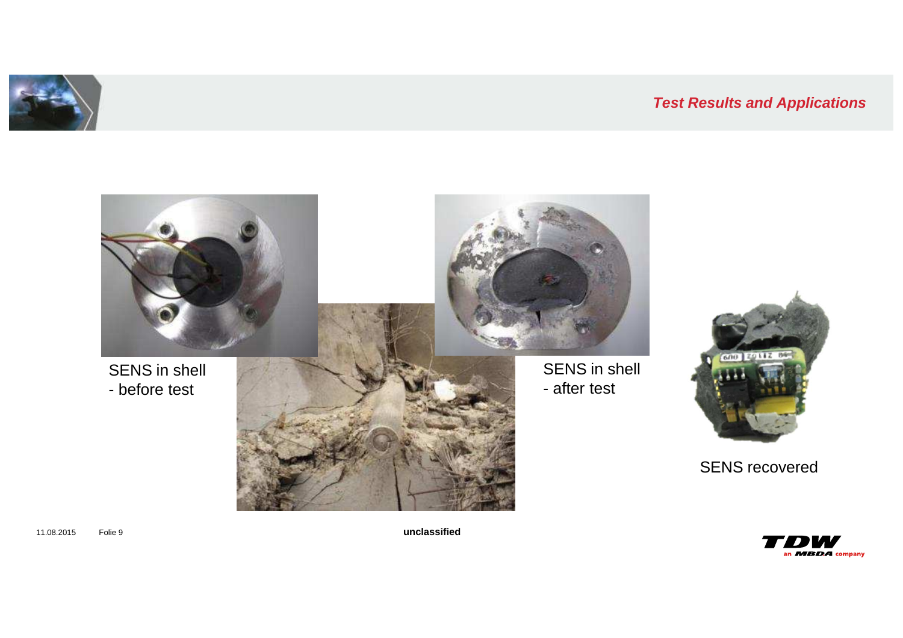## Test Results and Applications

SENS in shell
- before test

SENS in shell
- after test

SENS recovered

unclassified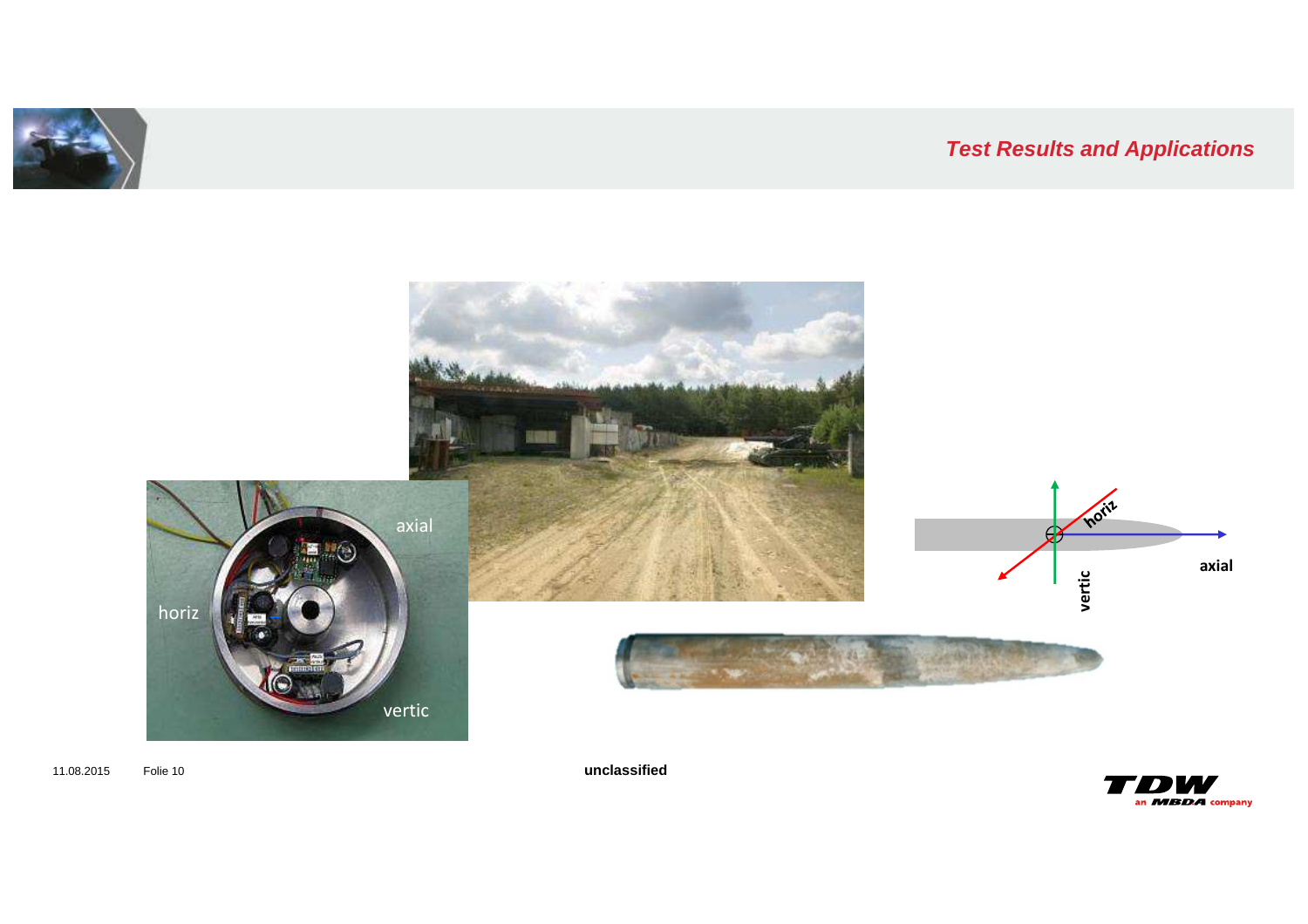## Test Results and Applications

horiz

axial

vertic

horiz

axial

vertic

unclassified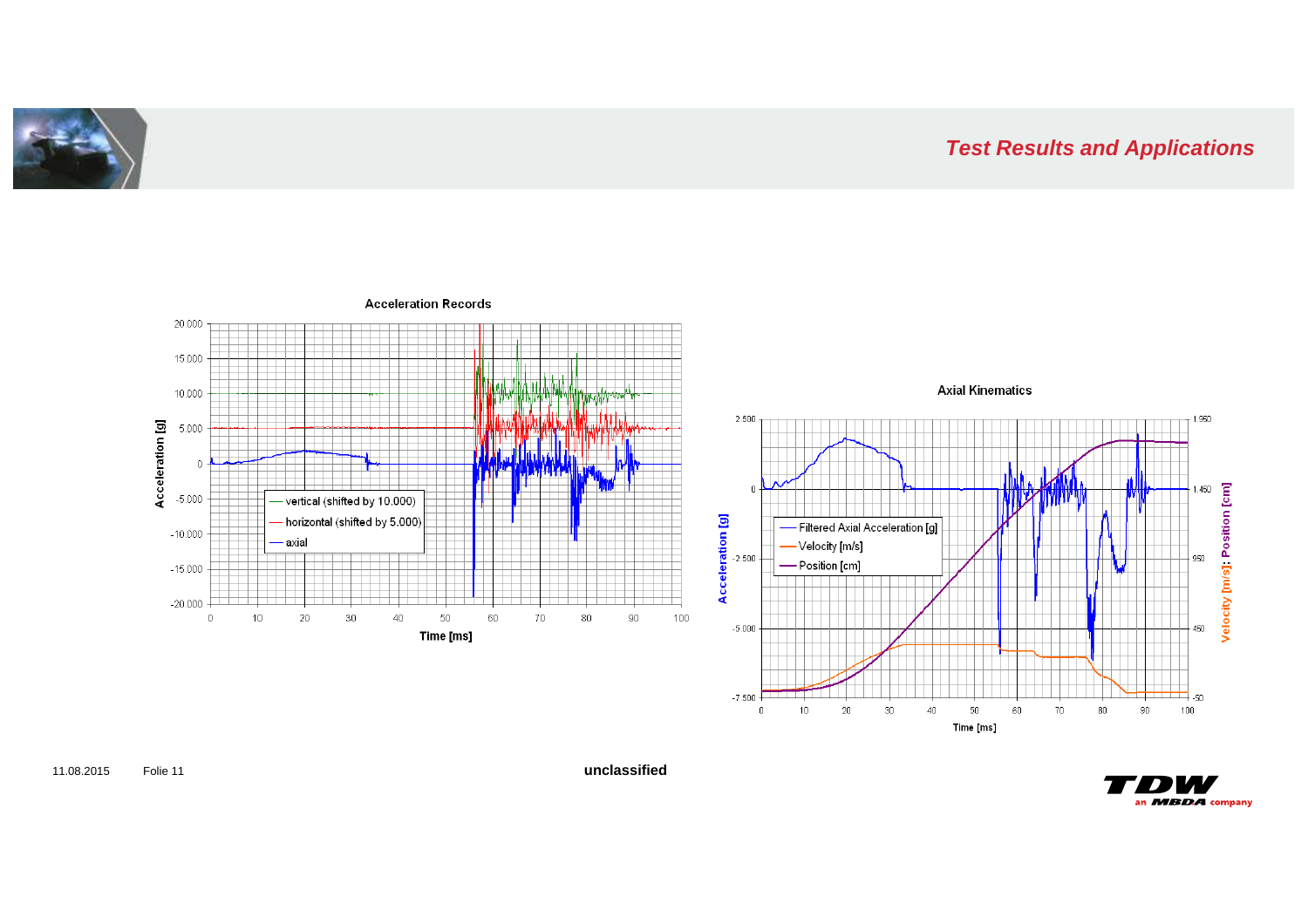## *Test Results and Applications*

**Acceleration Records**

**Axial Kinematics**

**unclassified**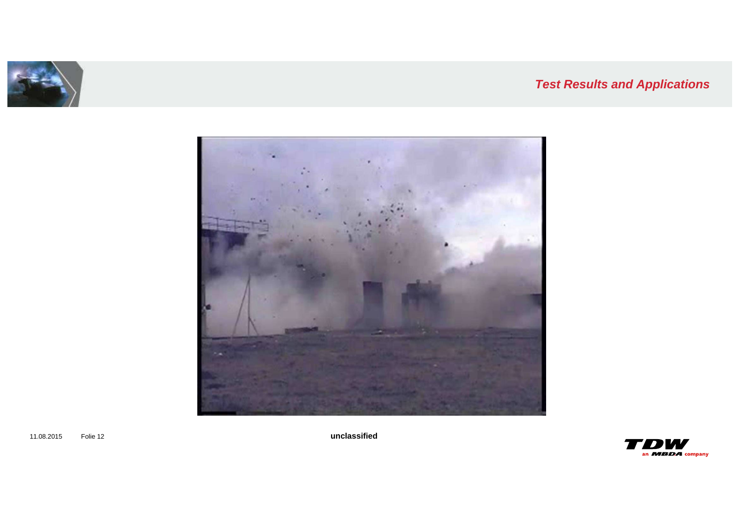## *Test Results and Applications*

**unclassified**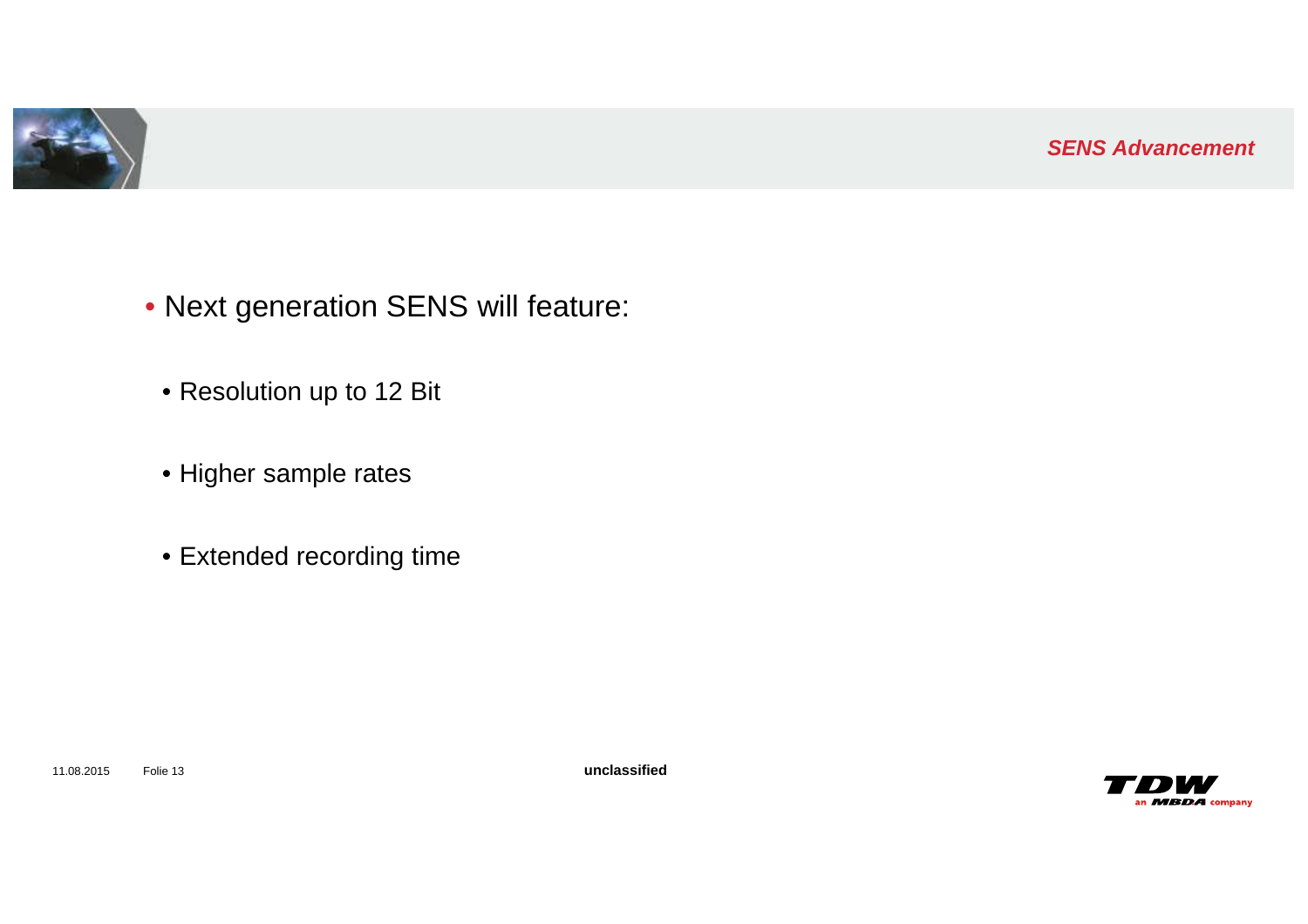## SENS Advancement

- Next generation SENS will feature:
  - Resolution up to 12 Bit
  - Higher sample rates
  - Extended recording time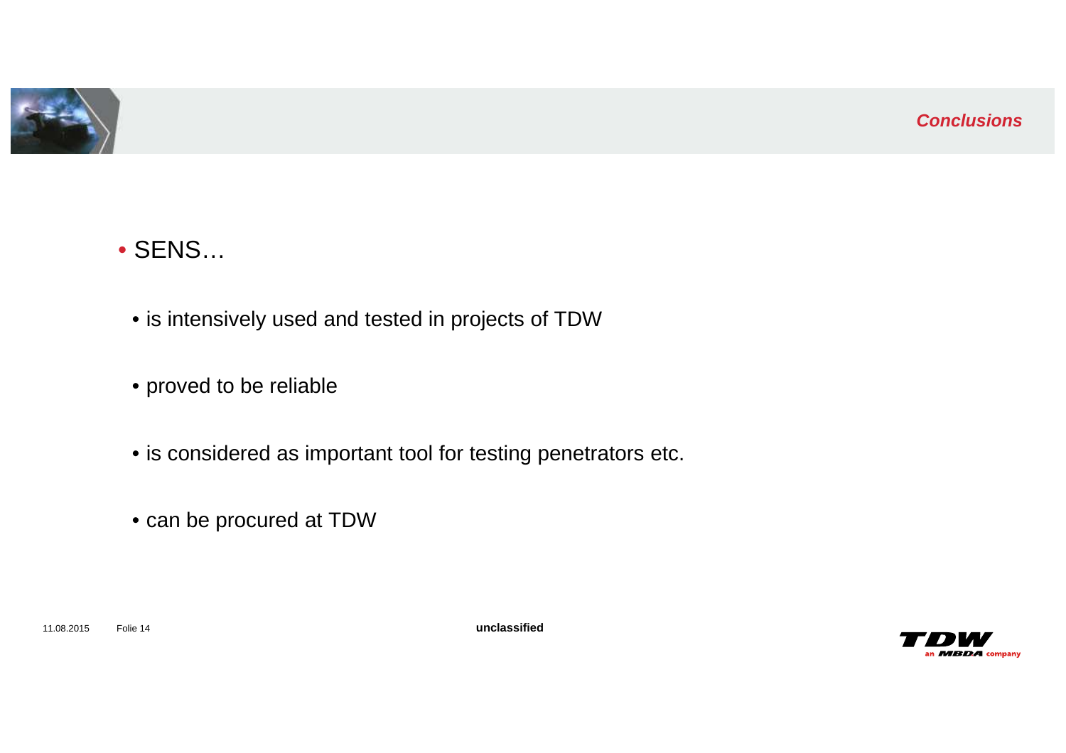## Conclusions

- SENS…
  - is intensively used and tested in projects of TDW
  - proved to be reliable
  - is considered as important tool for testing penetrators etc.
  - can be procured at TDW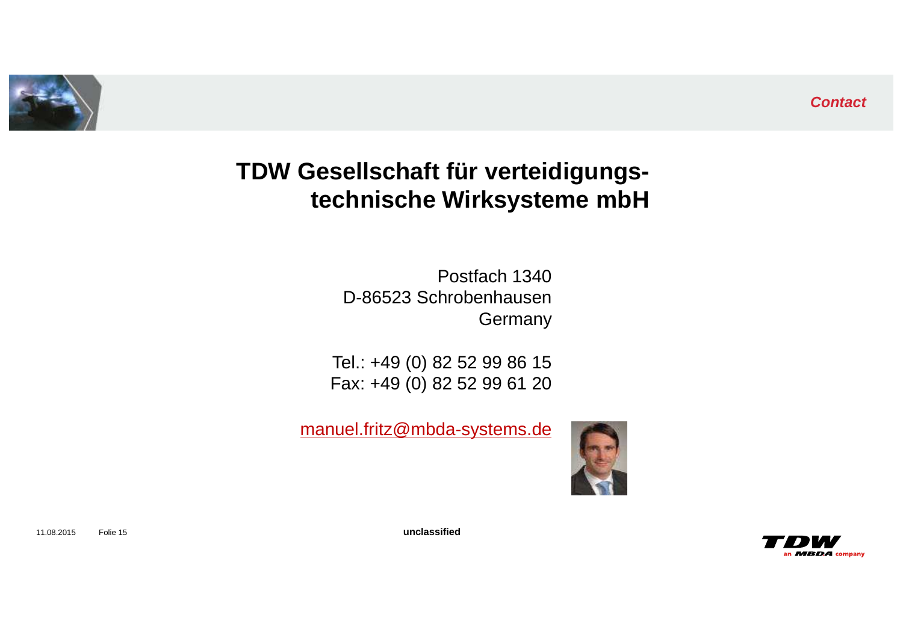*Contact*

# TDW Gesellschaft für verteidigungs-technische Wirksysteme mbH

Postfach 1340
D-86523 Schrobenhausen
Germany

Tel.: +49 (0) 82 52 99 86 15
Fax: +49 (0) 82 52 99 61 20

manuel.fritz@mbda-systems.de

unclassified